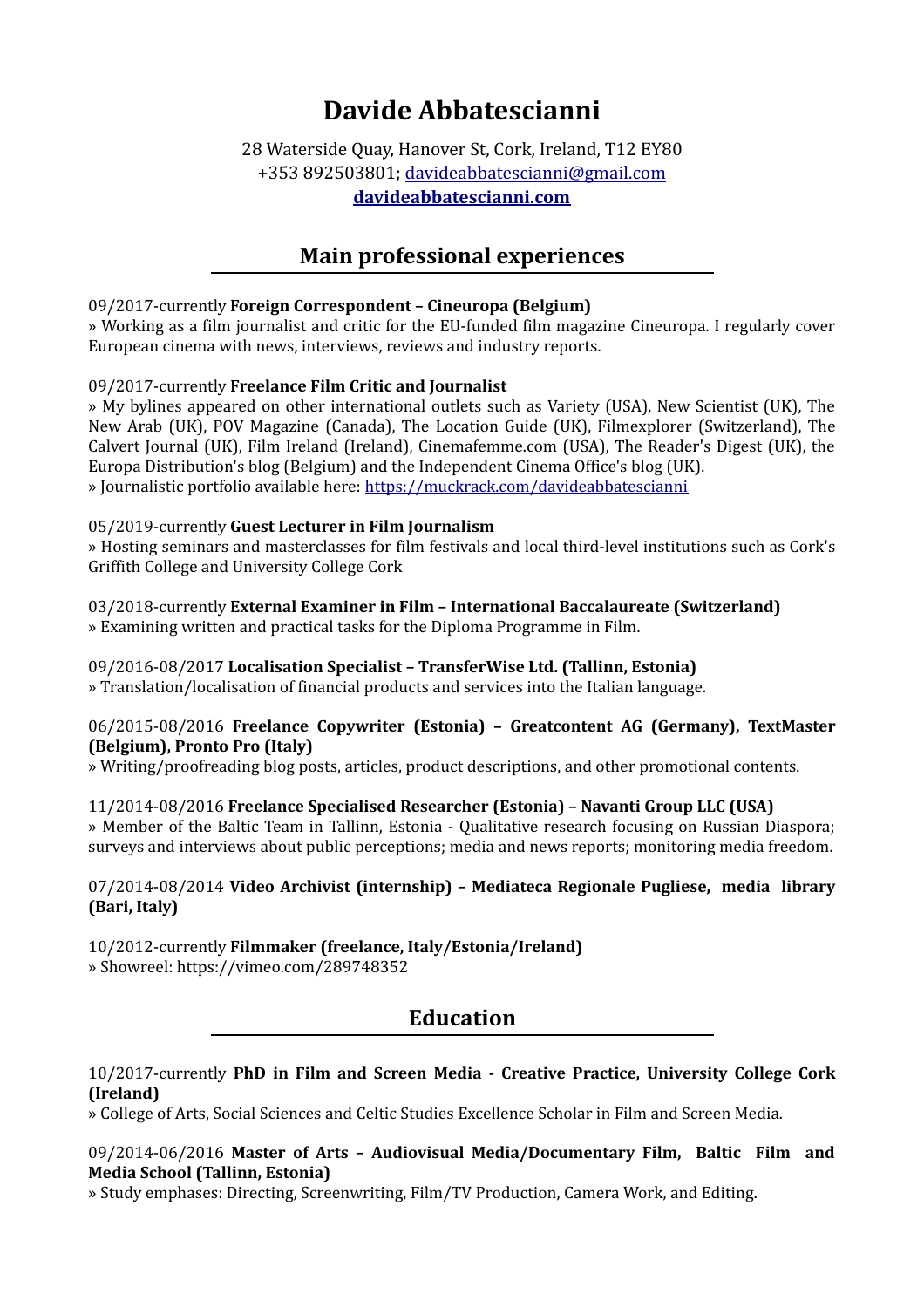# Davide Abbatescianni

28 Waterside Quay, Hanover St, Cork, Ireland, T12 EY80
+353 892503801; davideabbatescianni@gmail.com
**davideabbatescianni.com**

## Main professional experiences

09/2017-currently **Foreign Correspondent – Cineuropa (Belgium)**
» Working as a film journalist and critic for the EU-funded film magazine Cineuropa. I regularly cover European cinema with news, interviews, reviews and industry reports.

09/2017-currently **Freelance Film Critic and Journalist**
» My bylines appeared on other international outlets such as Variety (USA), New Scientist (UK), The New Arab (UK), POV Magazine (Canada), The Location Guide (UK), Filmexplorer (Switzerland), The Calvert Journal (UK), Film Ireland (Ireland), Cinemafemme.com (USA), The Reader's Digest (UK), the Europa Distribution's blog (Belgium) and the Independent Cinema Office's blog (UK).
» Journalistic portfolio available here: https://muckrack.com/davideabbatescianni

05/2019-currently **Guest Lecturer in Film Journalism**
» Hosting seminars and masterclasses for film festivals and local third-level institutions such as Cork's Griffith College and University College Cork

03/2018-currently **External Examiner in Film – International Baccalaureate (Switzerland)**
» Examining written and practical tasks for the Diploma Programme in Film.

09/2016-08/2017 **Localisation Specialist – TransferWise Ltd. (Tallinn, Estonia)**
» Translation/localisation of financial products and services into the Italian language.

06/2015-08/2016 **Freelance Copywriter (Estonia) – Greatcontent AG (Germany), TextMaster (Belgium), Pronto Pro (Italy)**
» Writing/proofreading blog posts, articles, product descriptions, and other promotional contents.

11/2014-08/2016 **Freelance Specialised Researcher (Estonia) – Navanti Group LLC (USA)**
» Member of the Baltic Team in Tallinn, Estonia - Qualitative research focusing on Russian Diaspora; surveys and interviews about public perceptions; media and news reports; monitoring media freedom.

07/2014-08/2014 **Video Archivist (internship) – Mediateca Regionale Pugliese, media library (Bari, Italy)**

10/2012-currently **Filmmaker (freelance, Italy/Estonia/Ireland)**
» Showreel: https://vimeo.com/289748352

## Education

10/2017-currently **PhD in Film and Screen Media - Creative Practice, University College Cork (Ireland)**
» College of Arts, Social Sciences and Celtic Studies Excellence Scholar in Film and Screen Media.

09/2014-06/2016 **Master of Arts – Audiovisual Media/Documentary Film, Baltic Film and Media School (Tallinn, Estonia)**
» Study emphases: Directing, Screenwriting, Film/TV Production, Camera Work, and Editing.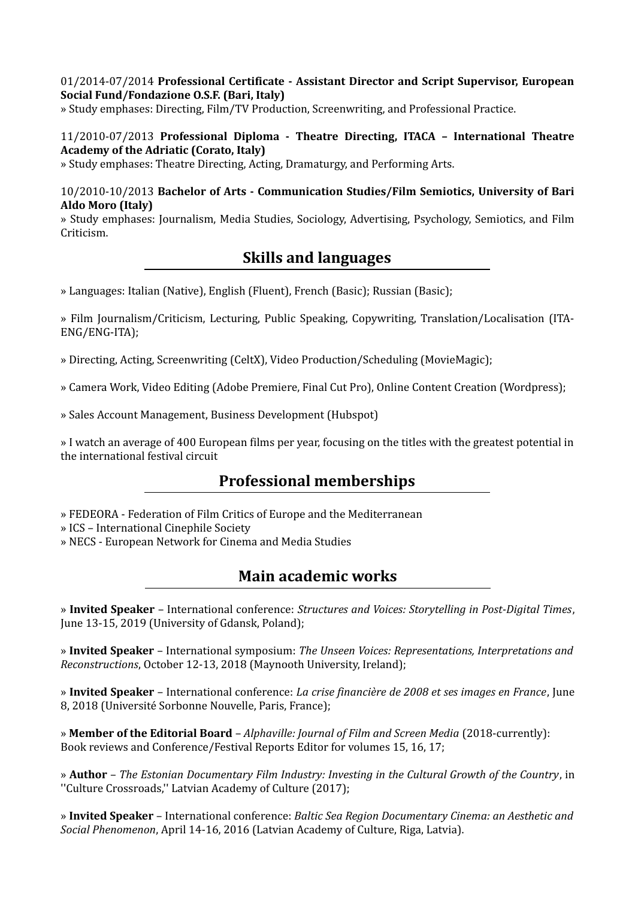01/2014-07/2014 **Professional Certificate - Assistant Director and Script Supervisor, European Social Fund/Fondazione O.S.F. (Bari, Italy)**

» Study emphases: Directing, Film/TV Production, Screenwriting, and Professional Practice.

11/2010-07/2013 **Professional Diploma - Theatre Directing, ITACA – International Theatre Academy of the Adriatic (Corato, Italy)**

» Study emphases: Theatre Directing, Acting, Dramaturgy, and Performing Arts.

10/2010-10/2013 **Bachelor of Arts - Communication Studies/Film Semiotics, University of Bari Aldo Moro (Italy)**

» Study emphases: Journalism, Media Studies, Sociology, Advertising, Psychology, Semiotics, and Film Criticism.

## Skills and languages

» Languages: Italian (Native), English (Fluent), French (Basic); Russian (Basic);

» Film Journalism/Criticism, Lecturing, Public Speaking, Copywriting, Translation/Localisation (ITA-ENG/ENG-ITA);

» Directing, Acting, Screenwriting (CeltX), Video Production/Scheduling (MovieMagic);

» Camera Work, Video Editing (Adobe Premiere, Final Cut Pro), Online Content Creation (Wordpress);

» Sales Account Management, Business Development (Hubspot)

» I watch an average of 400 European films per year, focusing on the titles with the greatest potential in the international festival circuit

## Professional memberships

» FEDEORA - Federation of Film Critics of Europe and the Mediterranean
» ICS – International Cinephile Society
» NECS - European Network for Cinema and Media Studies

## Main academic works

» **Invited Speaker** – International conference: *Structures and Voices: Storytelling in Post-Digital Times*, June 13-15, 2019 (University of Gdansk, Poland);

» **Invited Speaker** – International symposium: *The Unseen Voices: Representations, Interpretations and Reconstructions*, October 12-13, 2018 (Maynooth University, Ireland);

» **Invited Speaker** – International conference: *La crise financière de 2008 et ses images en France*, June 8, 2018 (Université Sorbonne Nouvelle, Paris, France);

» **Member of the Editorial Board** – *Alphaville: Journal of Film and Screen Media* (2018-currently): Book reviews and Conference/Festival Reports Editor for volumes 15, 16, 17;

» **Author** – *The Estonian Documentary Film Industry: Investing in the Cultural Growth of the Country*, in ''Culture Crossroads,'' Latvian Academy of Culture (2017);

» **Invited Speaker** – International conference: *Baltic Sea Region Documentary Cinema: an Aesthetic and Social Phenomenon*, April 14-16, 2016 (Latvian Academy of Culture, Riga, Latvia).